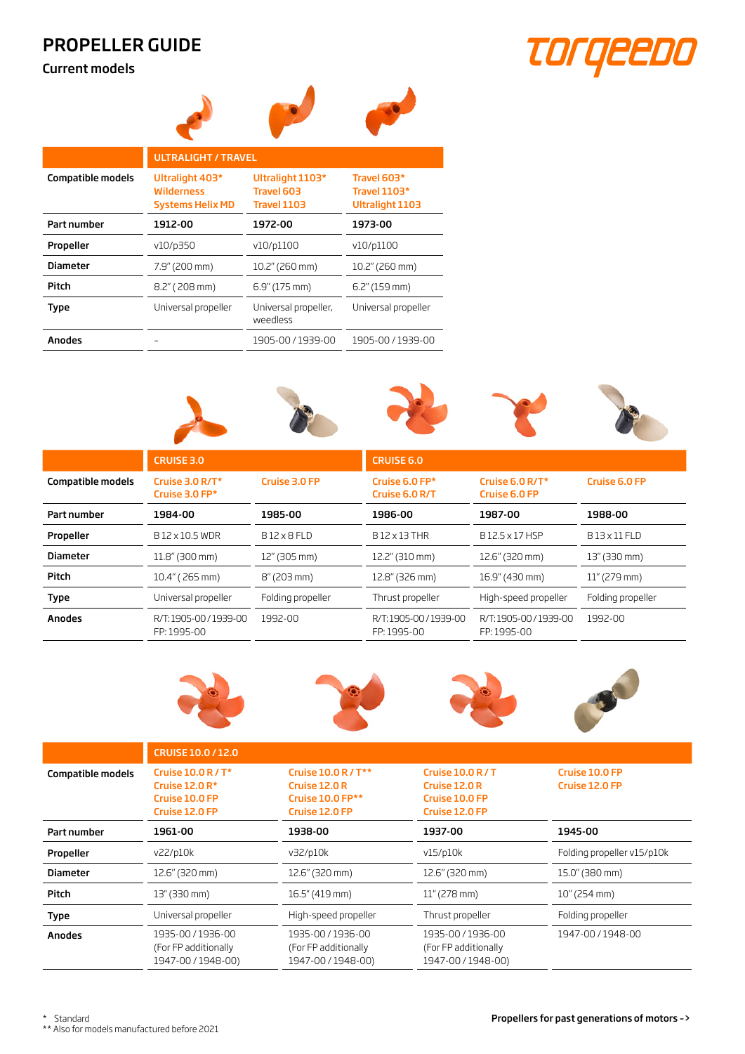# PROPELLER GUIDE

## Current models

TORQEEDO

| | ULTRALIGHT / TRAVEL | | |
|---|---|---|---|
| **Compatible models** | Ultralight 403*<br>Wilderness<br>Systems Helix MD | Ultralight 1103*<br>Travel 603<br>Travel 1103 | Travel 603*<br>Travel 1103*<br>Ultralight 1103 |
| **Part number** | **1912-00** | **1972-00** | **1973-00** |
| **Propeller** | v10/p350 | v10/p1100 | v10/p1100 |
| **Diameter** | 7.9" (200 mm) | 10.2" (260 mm) | 10.2" (260 mm) |
| **Pitch** | 8.2" ( 208 mm) | 6.9" (175 mm) | 6.2" (159 mm) |
| **Type** | Universal propeller | Universal propeller, weedless | Universal propeller |
| **Anodes** | – | 1905-00 / 1939-00 | 1905-00 / 1939-00 |

| | CRUISE 3.0 | | CRUISE 6.0 | | |
|---|---|---|---|---|---|
| **Compatible models** | Cruise 3.0 R/T*<br>Cruise 3.0 FP* | Cruise 3.0 FP | Cruise 6.0 FP*<br>Cruise 6.0 R/T | Cruise 6.0 R/T*<br>Cruise 6.0 FP | Cruise 6.0 FP |
| **Part number** | **1984-00** | **1985-00** | **1986-00** | **1987-00** | **1988-00** |
| **Propeller** | B 12 x 10.5 WDR | B 12 x 8 FLD | B 12 x 13 THR | B 12.5 x 17 HSP | B 13 x 11 FLD |
| **Diameter** | 11.8" (300 mm) | 12" (305 mm) | 12.2" (310 mm) | 12.6" (320 mm) | 13" (330 mm) |
| **Pitch** | 10.4" ( 265 mm) | 8" (203 mm) | 12.8" (326 mm) | 16.9" (430 mm) | 11" (279 mm) |
| **Type** | Universal propeller | Folding propeller | Thrust propeller | High-speed propeller | Folding propeller |
| **Anodes** | R/T: 1905-00 / 1939-00<br>FP: 1995-00 | 1992-00 | R/T: 1905-00 / 1939-00<br>FP: 1995-00 | R/T: 1905-00 / 1939-00<br>FP: 1995-00 | 1992-00 |

| | CRUISE 10.0 / 12.0 | | | |
|---|---|---|---|---|
| **Compatible models** | Cruise 10.0 R / T*<br>Cruise 12.0 R*<br>Cruise 10.0 FP<br>Cruise 12.0 FP | Cruise 10.0 R / T**<br>Cruise 12.0 R<br>Cruise 10.0 FP**<br>Cruise 12.0 FP | Cruise 10.0 R / T<br>Cruise 12.0 R<br>Cruise 10.0 FP<br>Cruise 12.0 FP | Cruise 10.0 FP<br>Cruise 12.0 FP |
| **Part number** | **1961-00** | **1938-00** | **1937-00** | **1945-00** |
| **Propeller** | v22/p10k | v32/p10k | v15/p10k | Folding propeller v15/p10k |
| **Diameter** | 12.6" (320 mm) | 12.6" (320 mm) | 12.6" (320 mm) | 15.0" (380 mm) |
| **Pitch** | 13" (330 mm) | 16.5" (419 mm) | 11" (278 mm) | 10" (254 mm) |
| **Type** | Universal propeller | High-speed propeller | Thrust propeller | Folding propeller |
| **Anodes** | 1935-00 / 1936-00<br>(For FP additionally<br>1947-00 / 1948-00) | 1935-00 / 1936-00<br>(For FP additionally<br>1947-00 / 1948-00) | 1935-00 / 1936-00<br>(For FP additionally<br>1947-00 / 1948-00) | 1947-00 / 1948-00 |

\* Standard
\** Also for models manufactured before 2021

**Propellers for past generations of motors ->**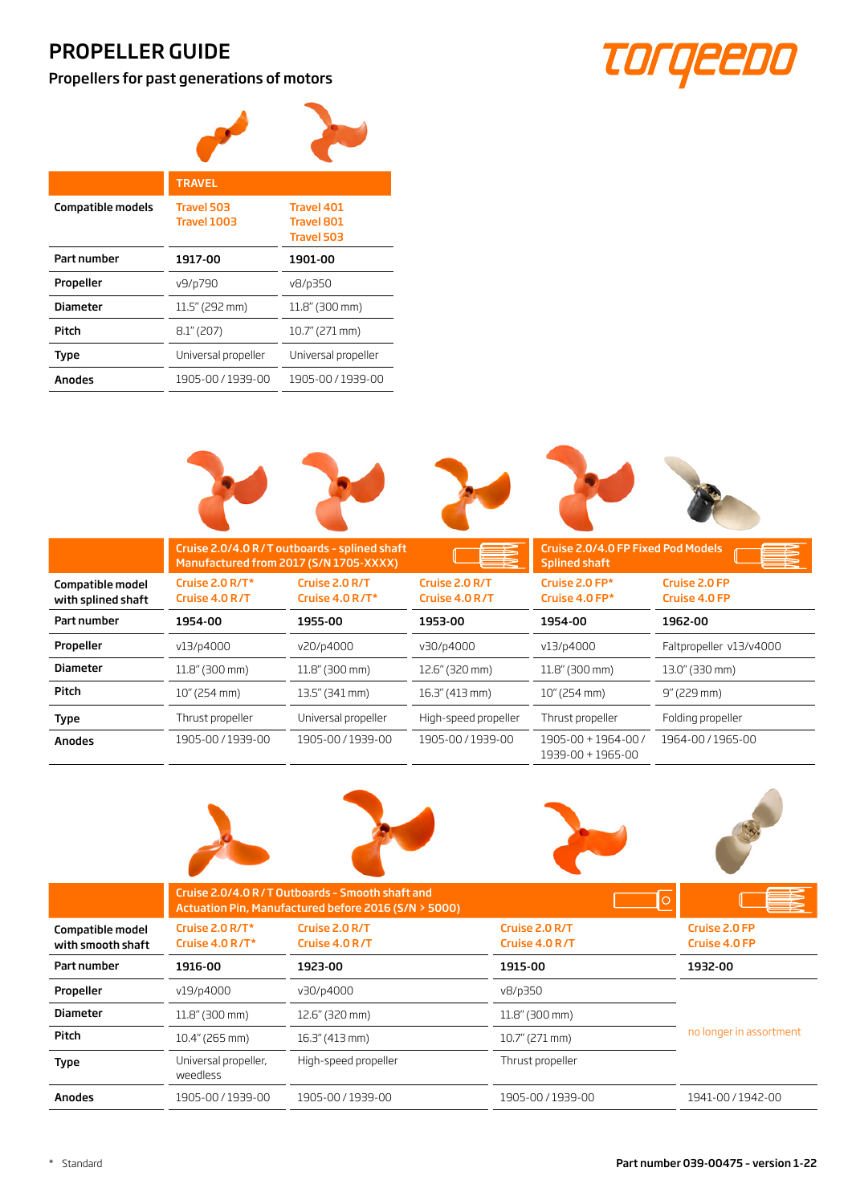# PROPELLER GUIDE

## Propellers for past generations of motors

| | TRAVEL | |
|---|---|---|
| **Compatible models** | Travel 503<br>Travel 1003 | Travel 401<br>Travel 801<br>Travel 503 |
| **Part number** | **1917-00** | **1901-00** |
| **Propeller** | v9/p790 | v8/p350 |
| **Diameter** | 11.5" (292 mm) | 11.8" (300 mm) |
| **Pitch** | 8.1" (207) | 10.7" (271 mm) |
| **Type** | Universal propeller | Universal propeller |
| **Anodes** | 1905-00 / 1939-00 | 1905-00 / 1939-00 |

| | Cruise 2.0/4.0 R/T outboards - splined shaft Manufactured from 2017 (S/N 1705-XXXX) | | | Cruise 2.0/4.0 FP Fixed Pod Models Splined shaft | |
|---|---|---|---|---|---|
| **Compatible model with splined shaft** | Cruise 2.0 R/T*<br>Cruise 4.0 R/T | Cruise 2.0 R/T<br>Cruise 4.0 R/T* | Cruise 2.0 R/T<br>Cruise 4.0 R/T | Cruise 2.0 FP*<br>Cruise 4.0 FP* | Cruise 2.0 FP<br>Cruise 4.0 FP |
| **Part number** | **1954-00** | **1955-00** | **1953-00** | **1954-00** | **1962-00** |
| **Propeller** | v13/p4000 | v20/p4000 | v30/p4000 | v13/p4000 | Faltpropeller v13/v4000 |
| **Diameter** | 11.8" (300 mm) | 11.8" (300 mm) | 12.6" (320 mm) | 11.8" (300 mm) | 13.0" (330 mm) |
| **Pitch** | 10" (254 mm) | 13.5" (341 mm) | 16.3" (413 mm) | 10" (254 mm) | 9" (229 mm) |
| **Type** | Thrust propeller | Universal propeller | High-speed propeller | Thrust propeller | Folding propeller |
| **Anodes** | 1905-00 / 1939-00 | 1905-00 / 1939-00 | 1905-00 / 1939-00 | 1905-00 + 1964-00 / 1939-00 + 1965-00 | 1964-00 / 1965-00 |

| | Cruise 2.0/4.0 R/T Outboards - Smooth shaft and Actuation Pin, Manufactured before 2016 (S/N > 5000) | | | |
|---|---|---|---|---|
| **Compatible model with smooth shaft** | Cruise 2.0 R/T*<br>Cruise 4.0 R/T* | Cruise 2.0 R/T<br>Cruise 4.0 R/T | Cruise 2.0 R/T<br>Cruise 4.0 R/T | Cruise 2.0 FP<br>Cruise 4.0 FP |
| **Part number** | **1916-00** | **1923-00** | **1915-00** | **1932-00** |
| **Propeller** | v19/p4000 | v30/p4000 | v8/p350 | no longer in assortment |
| **Diameter** | 11.8" (300 mm) | 12.6" (320 mm) | 11.8" (300 mm) | |
| **Pitch** | 10.4" (265 mm) | 16.3" (413 mm) | 10.7" (271 mm) | |
| **Type** | Universal propeller, weedless | High-speed propeller | Thrust propeller | |
| **Anodes** | 1905-00 / 1939-00 | 1905-00 / 1939-00 | 1905-00 / 1939-00 | 1941-00 / 1942-00 |

\* Standard

Part number 039-00475 - version 1-22